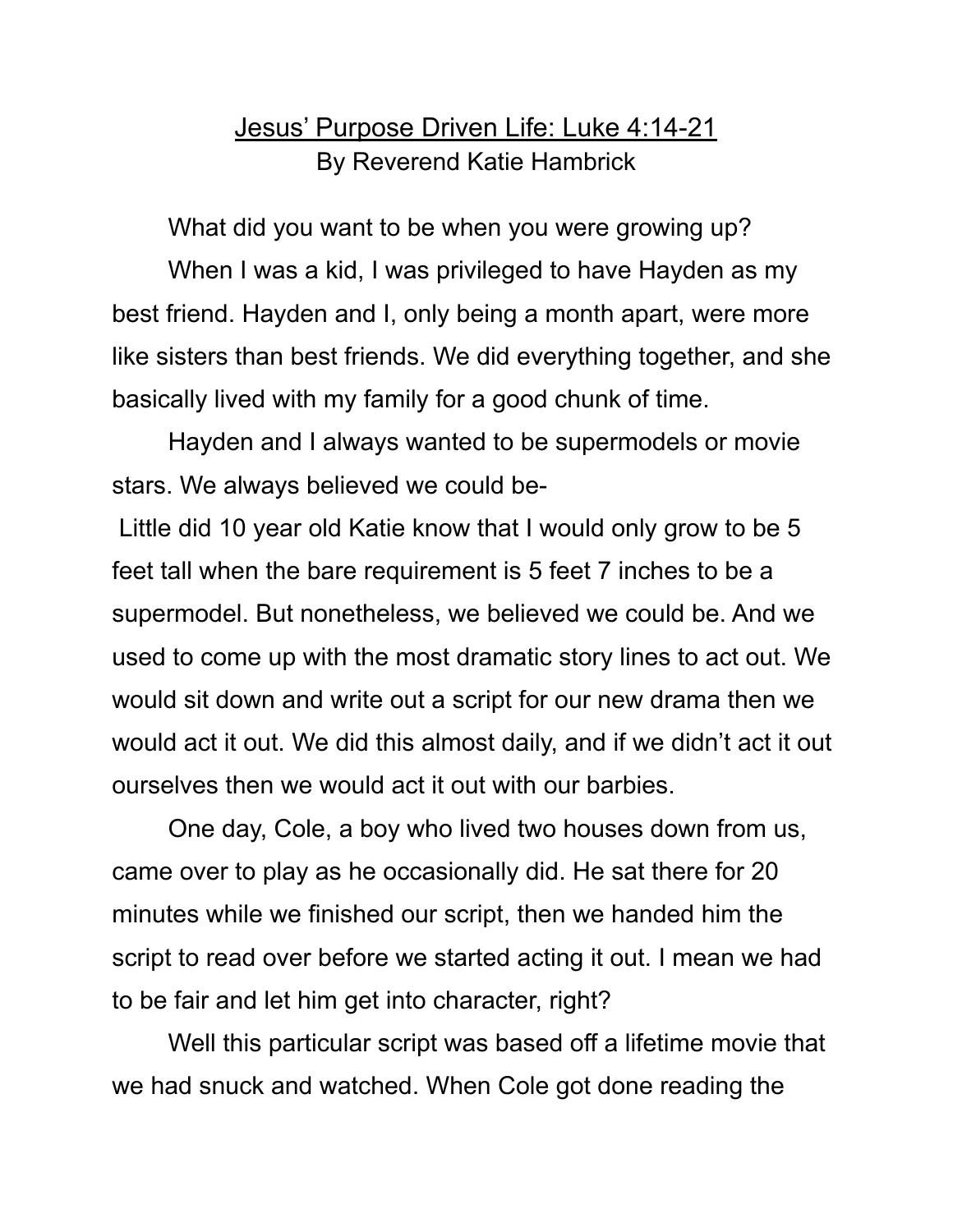# <u>Jesus' Purpose Driven Life: Luke 4:14-21</u>

By Reverend Katie Hambrick

What did you want to be when you were growing up?

When I was a kid, I was privileged to have Hayden as my best friend. Hayden and I, only being a month apart, were more like sisters than best friends. We did everything together, and she basically lived with my family for a good chunk of time.

Hayden and I always wanted to be supermodels or movie stars. We always believed we could be-

Little did 10 year old Katie know that I would only grow to be 5 feet tall when the bare requirement is 5 feet 7 inches to be a supermodel. But nonetheless, we believed we could be. And we used to come up with the most dramatic story lines to act out. We would sit down and write out a script for our new drama then we would act it out. We did this almost daily, and if we didn't act it out ourselves then we would act it out with our barbies.

One day, Cole, a boy who lived two houses down from us, came over to play as he occasionally did. He sat there for 20 minutes while we finished our script, then we handed him the script to read over before we started acting it out. I mean we had to be fair and let him get into character, right?

Well this particular script was based off a lifetime movie that we had snuck and watched. When Cole got done reading the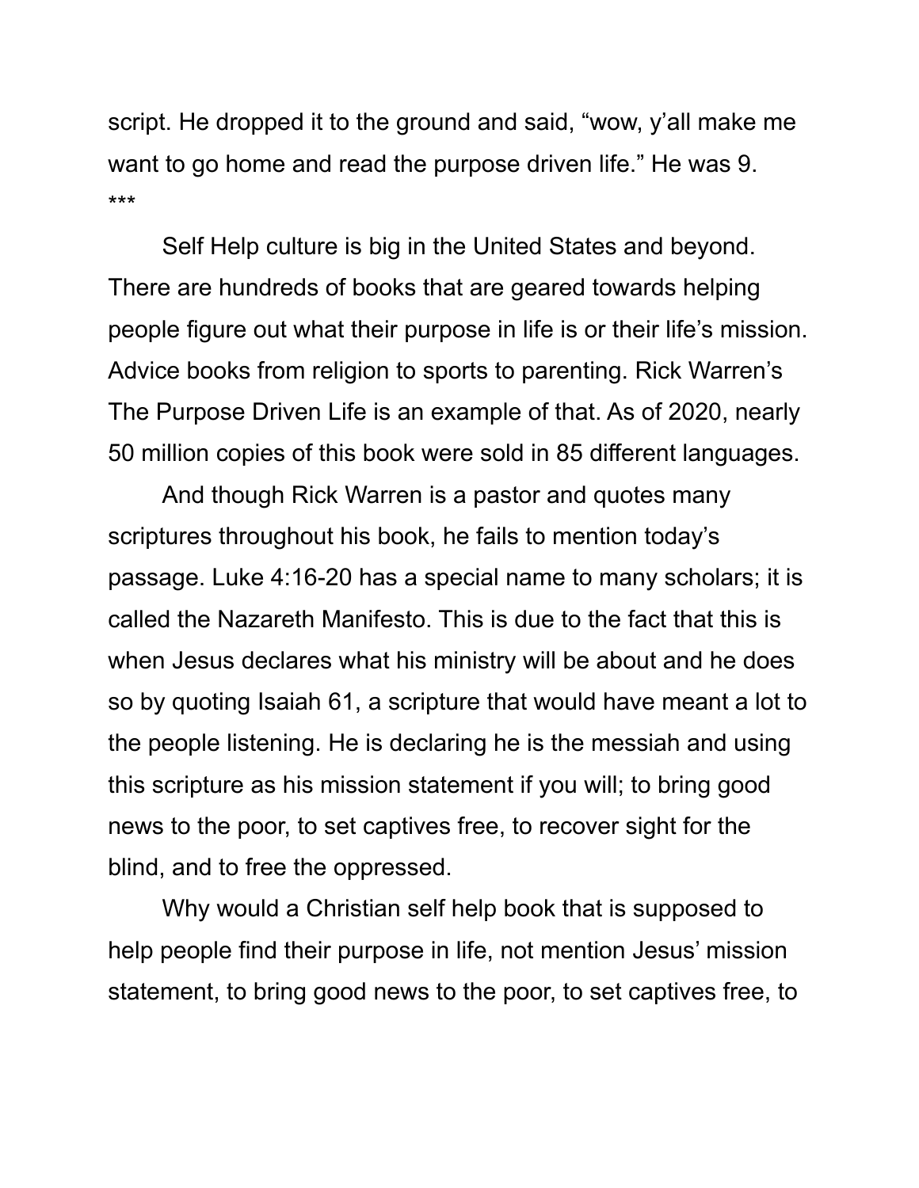script. He dropped it to the ground and said, "wow, y'all make me want to go home and read the purpose driven life." He was 9.

***

Self Help culture is big in the United States and beyond. There are hundreds of books that are geared towards helping people figure out what their purpose in life is or their life's mission. Advice books from religion to sports to parenting. Rick Warren's The Purpose Driven Life is an example of that. As of 2020, nearly 50 million copies of this book were sold in 85 different languages.

And though Rick Warren is a pastor and quotes many scriptures throughout his book, he fails to mention today's passage. Luke 4:16-20 has a special name to many scholars; it is called the Nazareth Manifesto. This is due to the fact that this is when Jesus declares what his ministry will be about and he does so by quoting Isaiah 61, a scripture that would have meant a lot to the people listening. He is declaring he is the messiah and using this scripture as his mission statement if you will; to bring good news to the poor, to set captives free, to recover sight for the blind, and to free the oppressed.

Why would a Christian self help book that is supposed to help people find their purpose in life, not mention Jesus' mission statement, to bring good news to the poor, to set captives free, to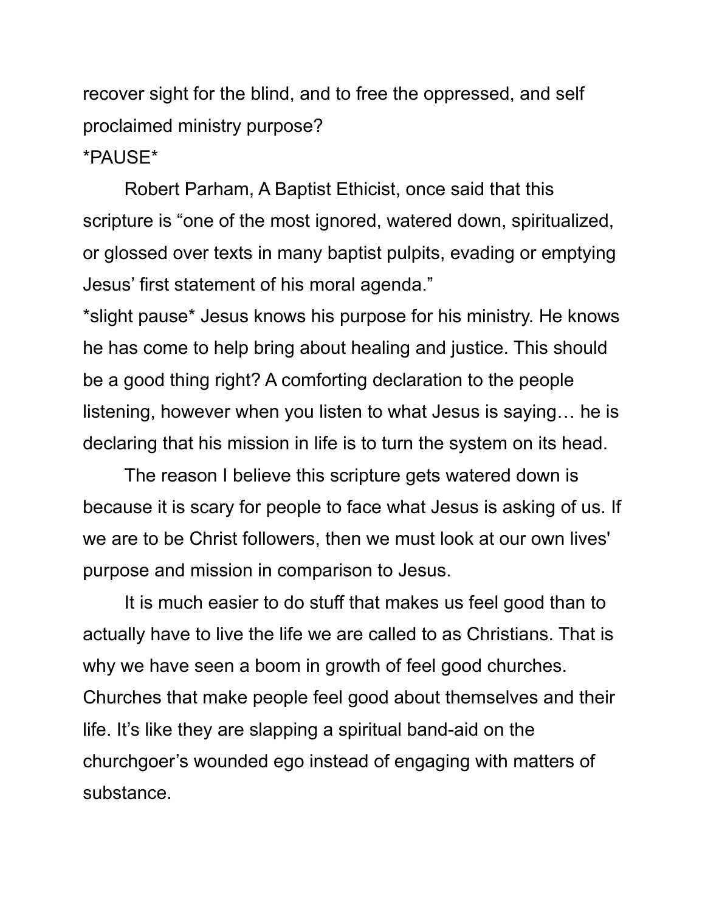recover sight for the blind, and to free the oppressed, and self proclaimed ministry purpose?

*PAUSE*

Robert Parham, A Baptist Ethicist, once said that this scripture is "one of the most ignored, watered down, spiritualized, or glossed over texts in many baptist pulpits, evading or emptying Jesus' first statement of his moral agenda."

*slight pause* Jesus knows his purpose for his ministry. He knows he has come to help bring about healing and justice. This should be a good thing right? A comforting declaration to the people listening, however when you listen to what Jesus is saying… he is declaring that his mission in life is to turn the system on its head.

The reason I believe this scripture gets watered down is because it is scary for people to face what Jesus is asking of us. If we are to be Christ followers, then we must look at our own lives' purpose and mission in comparison to Jesus.

It is much easier to do stuff that makes us feel good than to actually have to live the life we are called to as Christians. That is why we have seen a boom in growth of feel good churches. Churches that make people feel good about themselves and their life. It's like they are slapping a spiritual band-aid on the churchgoer's wounded ego instead of engaging with matters of substance.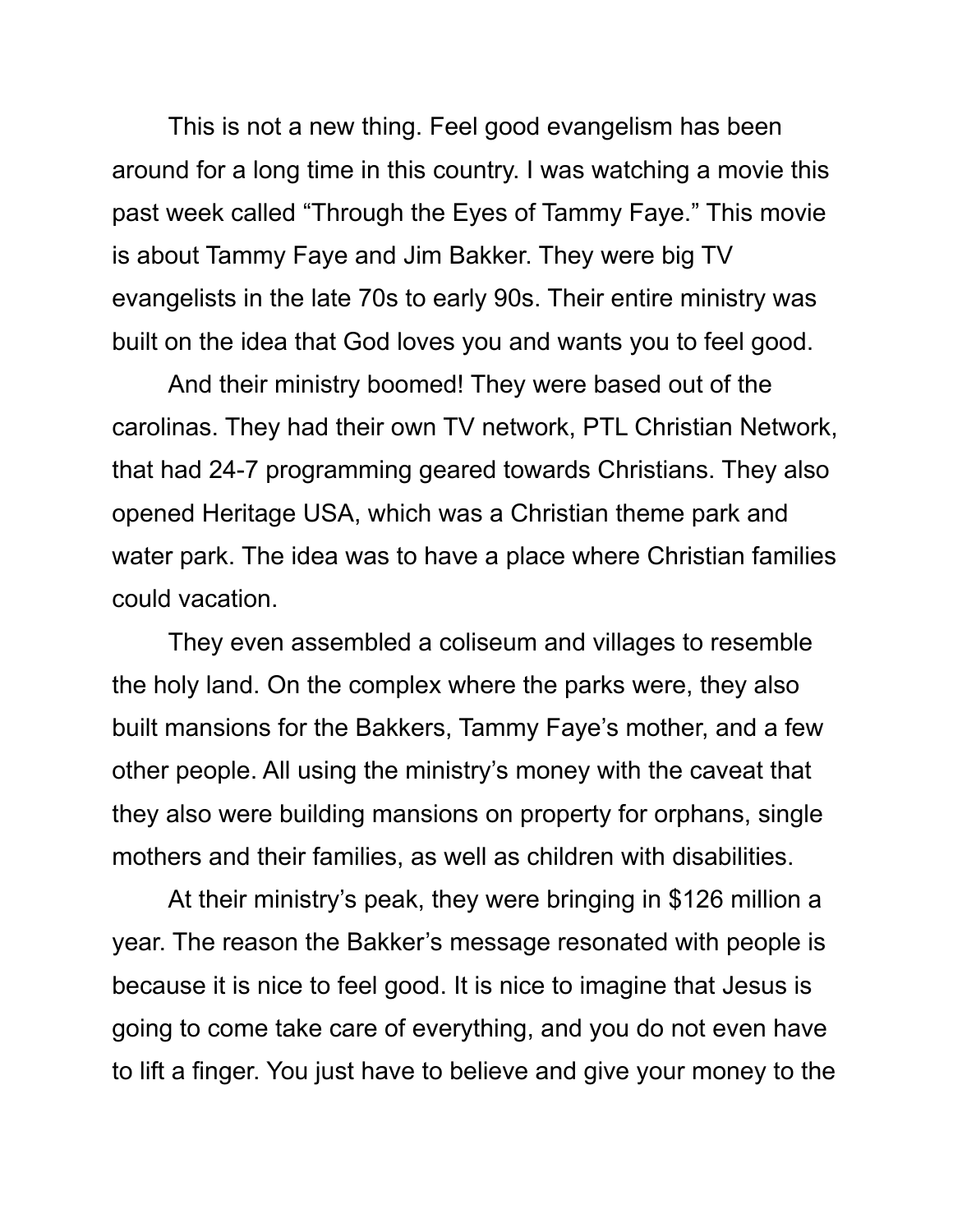This is not a new thing. Feel good evangelism has been around for a long time in this country. I was watching a movie this past week called "Through the Eyes of Tammy Faye." This movie is about Tammy Faye and Jim Bakker. They were big TV evangelists in the late 70s to early 90s. Their entire ministry was built on the idea that God loves you and wants you to feel good.

And their ministry boomed! They were based out of the carolinas. They had their own TV network, PTL Christian Network, that had 24-7 programming geared towards Christians. They also opened Heritage USA, which was a Christian theme park and water park. The idea was to have a place where Christian families could vacation.

They even assembled a coliseum and villages to resemble the holy land. On the complex where the parks were, they also built mansions for the Bakkers, Tammy Faye's mother, and a few other people. All using the ministry's money with the caveat that they also were building mansions on property for orphans, single mothers and their families, as well as children with disabilities.

At their ministry's peak, they were bringing in $126 million a year. The reason the Bakker's message resonated with people is because it is nice to feel good. It is nice to imagine that Jesus is going to come take care of everything, and you do not even have to lift a finger. You just have to believe and give your money to the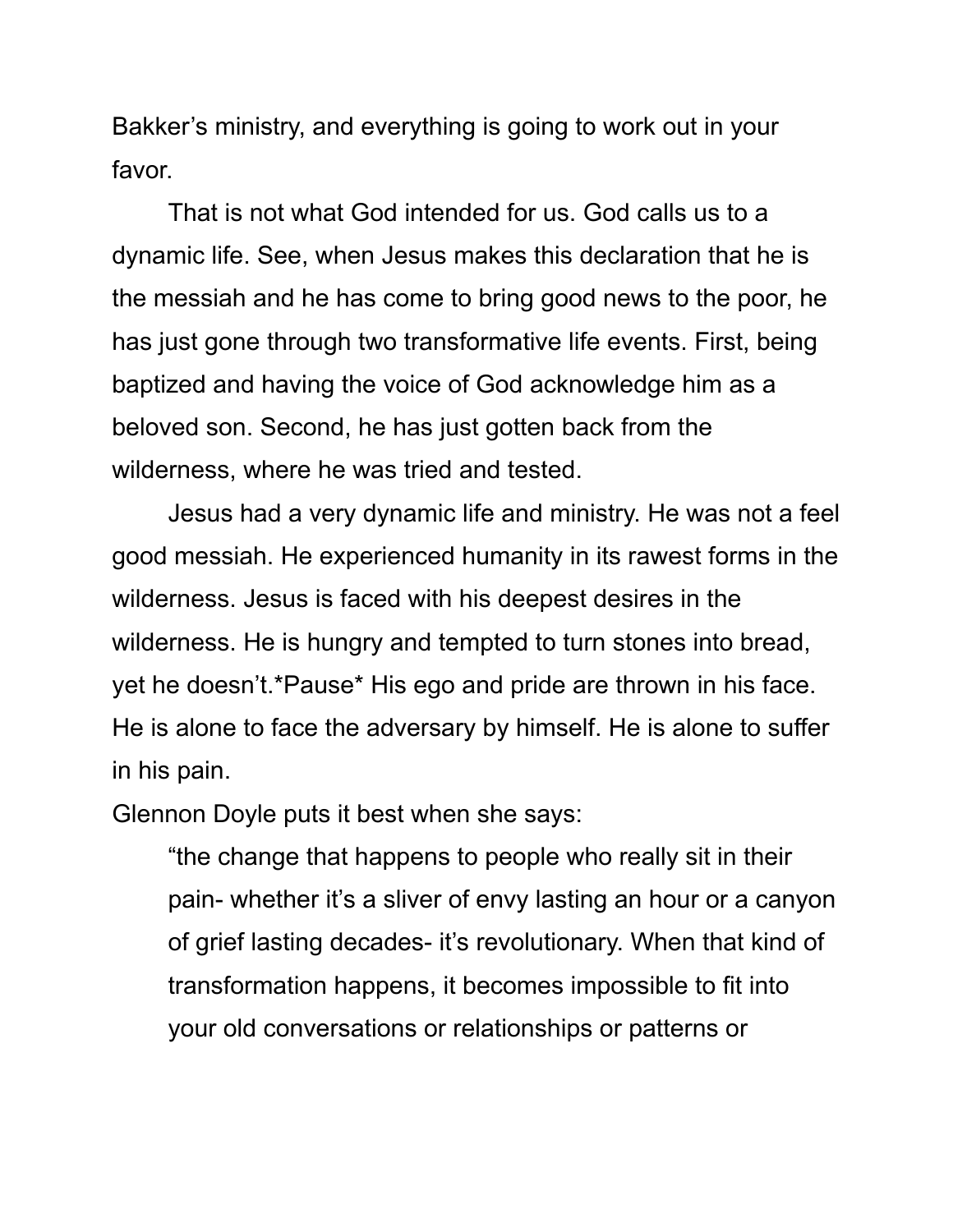Bakker's ministry, and everything is going to work out in your favor.

That is not what God intended for us. God calls us to a dynamic life. See, when Jesus makes this declaration that he is the messiah and he has come to bring good news to the poor, he has just gone through two transformative life events. First, being baptized and having the voice of God acknowledge him as a beloved son. Second, he has just gotten back from the wilderness, where he was tried and tested.

Jesus had a very dynamic life and ministry. He was not a feel good messiah. He experienced humanity in its rawest forms in the wilderness. Jesus is faced with his deepest desires in the wilderness. He is hungry and tempted to turn stones into bread, yet he doesn't.*Pause* His ego and pride are thrown in his face. He is alone to face the adversary by himself. He is alone to suffer in his pain.

Glennon Doyle puts it best when she says:

> "the change that happens to people who really sit in their pain- whether it's a sliver of envy lasting an hour or a canyon of grief lasting decades- it's revolutionary. When that kind of transformation happens, it becomes impossible to fit into your old conversations or relationships or patterns or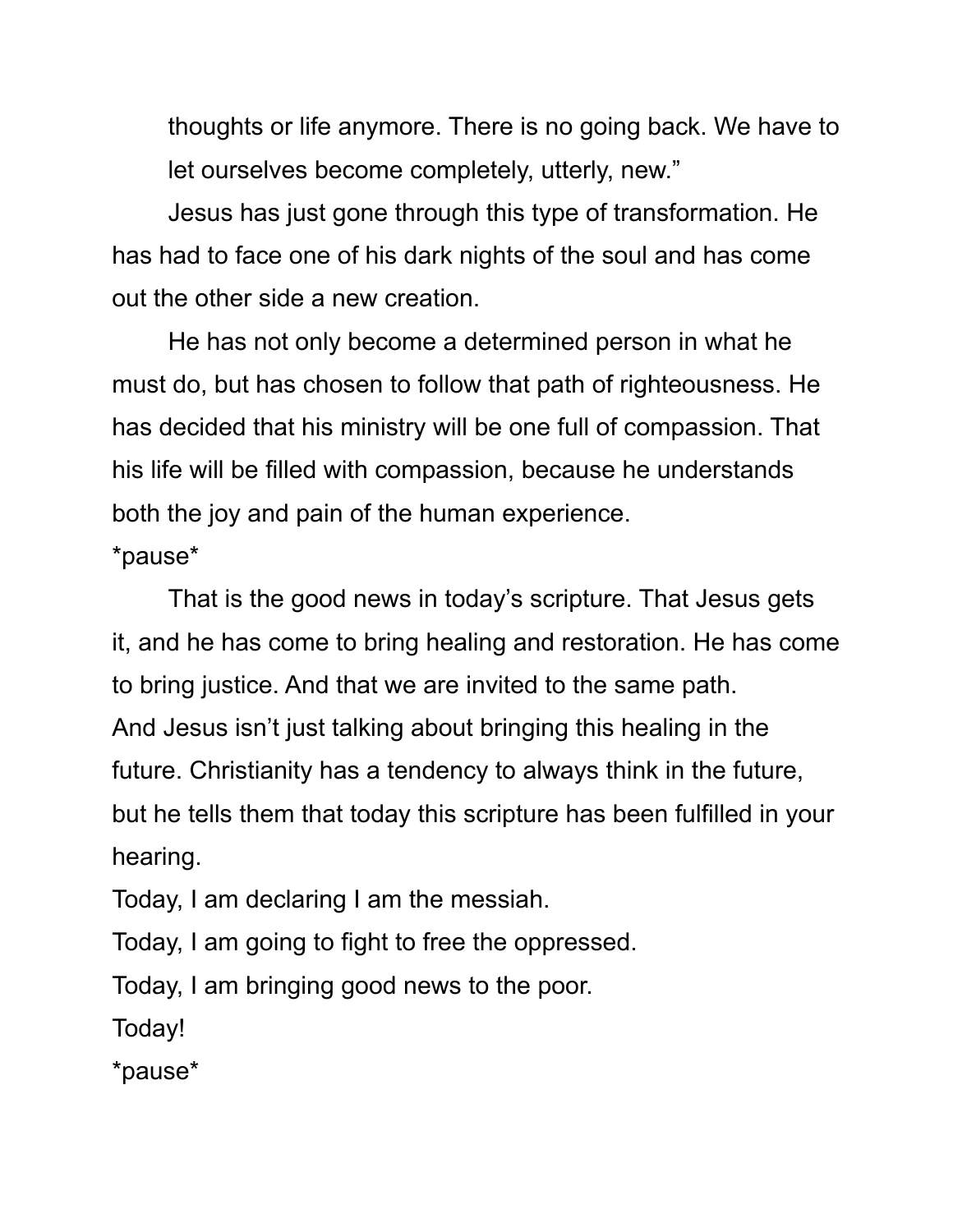thoughts or life anymore. There is no going back. We have to let ourselves become completely, utterly, new."

Jesus has just gone through this type of transformation. He has had to face one of his dark nights of the soul and has come out the other side a new creation.

He has not only become a determined person in what he must do, but has chosen to follow that path of righteousness. He has decided that his ministry will be one full of compassion. That his life will be filled with compassion, because he understands both the joy and pain of the human experience.

*pause*

That is the good news in today's scripture. That Jesus gets it, and he has come to bring healing and restoration. He has come to bring justice. And that we are invited to the same path.

And Jesus isn't just talking about bringing this healing in the future. Christianity has a tendency to always think in the future, but he tells them that today this scripture has been fulfilled in your hearing.

Today, I am declaring I am the messiah.

Today, I am going to fight to free the oppressed.

Today, I am bringing good news to the poor.

Today!

*pause*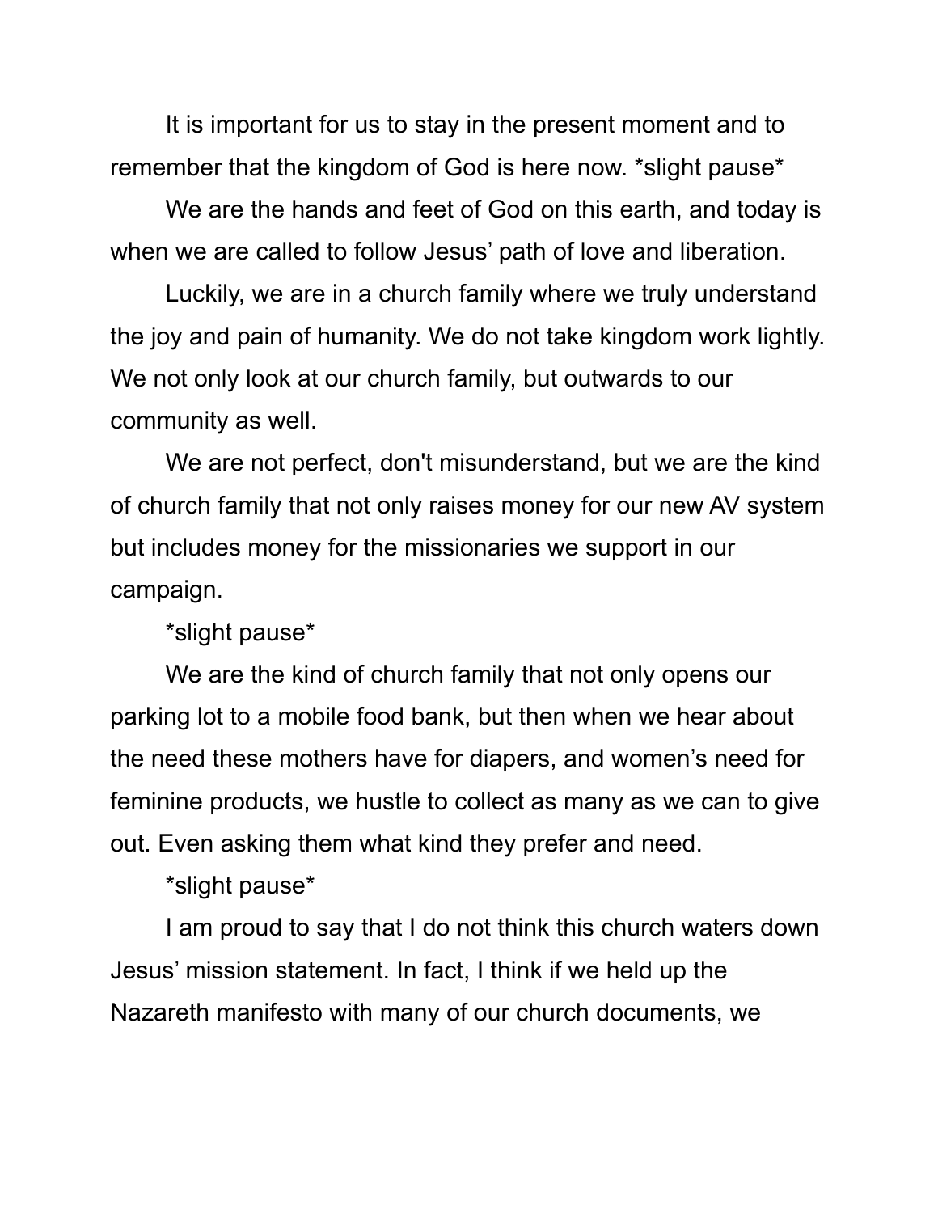It is important for us to stay in the present moment and to remember that the kingdom of God is here now. *slight pause*

We are the hands and feet of God on this earth, and today is when we are called to follow Jesus' path of love and liberation.

Luckily, we are in a church family where we truly understand the joy and pain of humanity. We do not take kingdom work lightly. We not only look at our church family, but outwards to our community as well.

We are not perfect, don't misunderstand, but we are the kind of church family that not only raises money for our new AV system but includes money for the missionaries we support in our campaign.

*slight pause*

We are the kind of church family that not only opens our parking lot to a mobile food bank, but then when we hear about the need these mothers have for diapers, and women's need for feminine products, we hustle to collect as many as we can to give out. Even asking them what kind they prefer and need.

*slight pause*

I am proud to say that I do not think this church waters down Jesus' mission statement. In fact, I think if we held up the Nazareth manifesto with many of our church documents, we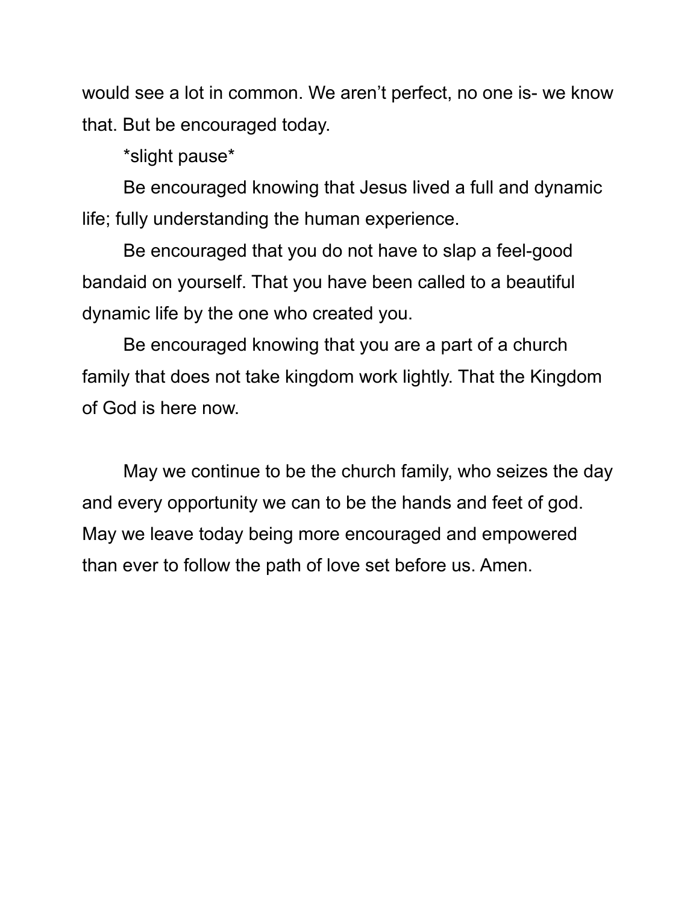would see a lot in common. We aren't perfect, no one is- we know that. But be encouraged today.

*slight pause*

Be encouraged knowing that Jesus lived a full and dynamic life; fully understanding the human experience.

Be encouraged that you do not have to slap a feel-good bandaid on yourself. That you have been called to a beautiful dynamic life by the one who created you.

Be encouraged knowing that you are a part of a church family that does not take kingdom work lightly. That the Kingdom of God is here now.

May we continue to be the church family, who seizes the day and every opportunity we can to be the hands and feet of god. May we leave today being more encouraged and empowered than ever to follow the path of love set before us. Amen.